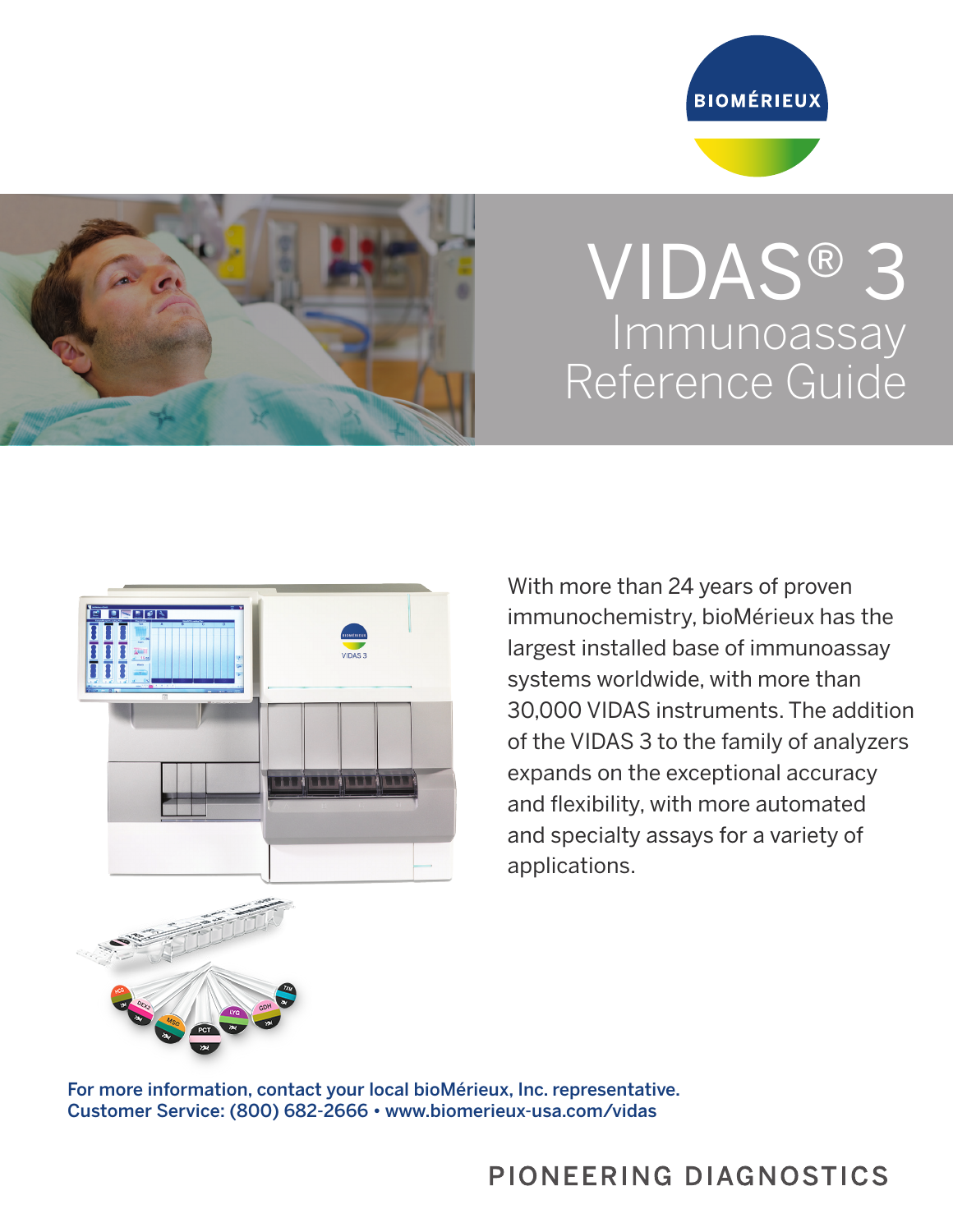BIOMÉRIEUX

# VIDAS® 3

## Immunoassay Reference Guide

With more than 24 years of proven immunochemistry, bioMérieux has the largest installed base of immunoassay systems worldwide, with more than 30,000 VIDAS instruments. The addition of the VIDAS 3 to the family of analyzers expands on the exceptional accuracy and flexibility, with more automated and specialty assays for a variety of applications.

For more information, contact your local bioMérieux, Inc. representative.
Customer Service: (800) 682-2666 • www.biomerieux-usa.com/vidas

PIONEERING DIAGNOSTICS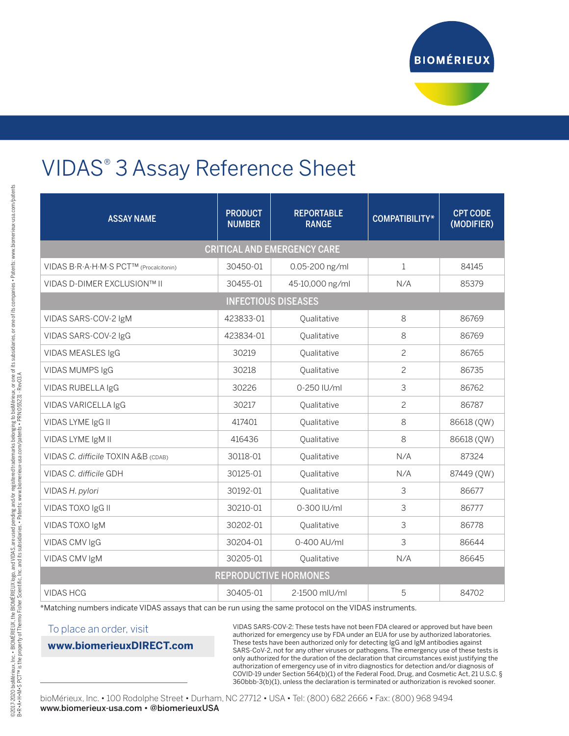# VIDAS® 3 Assay Reference Sheet

| ASSAY NAME | PRODUCT NUMBER | REPORTABLE RANGE | COMPATIBILITY* | CPT CODE (MODIFIER) |
|---|---|---|---|---|
| **CRITICAL AND EMERGENCY CARE** | | | | |
| VIDAS B·R·A·H·M·S PCT™ (Procalcitonin) | 30450-01 | 0.05-200 ng/ml | 1 | 84145 |
| VIDAS D-DIMER EXCLUSION™ II | 30455-01 | 45-10,000 ng/ml | N/A | 85379 |
| **INFECTIOUS DISEASES** | | | | |
| VIDAS SARS-COV-2 IgM | 423833-01 | Qualitative | 8 | 86769 |
| VIDAS SARS-COV-2 IgG | 423834-01 | Qualitative | 8 | 86769 |
| VIDAS MEASLES IgG | 30219 | Qualitative | 2 | 86765 |
| VIDAS MUMPS IgG | 30218 | Qualitative | 2 | 86735 |
| VIDAS RUBELLA IgG | 30226 | 0-250 IU/ml | 3 | 86762 |
| VIDAS VARICELLA IgG | 30217 | Qualitative | 2 | 86787 |
| VIDAS LYME IgG II | 417401 | Qualitative | 8 | 86618 (QW) |
| VIDAS LYME IgM II | 416436 | Qualitative | 8 | 86618 (QW) |
| VIDAS *C. difficile* TOXIN A&B (CDAB) | 30118-01 | Qualitative | N/A | 87324 |
| VIDAS *C. difficile* GDH | 30125-01 | Qualitative | N/A | 87449 (QW) |
| VIDAS *H. pylori* | 30192-01 | Qualitative | 3 | 86677 |
| VIDAS TOXO IgG II | 30210-01 | 0-300 IU/ml | 3 | 86777 |
| VIDAS TOXO IgM | 30202-01 | Qualitative | 3 | 86778 |
| VIDAS CMV IgG | 30204-01 | 0-400 AU/ml | 3 | 86644 |
| VIDAS CMV IgM | 30205-01 | Qualitative | N/A | 86645 |
| **REPRODUCTIVE HORMONES** | | | | |
| VIDAS HCG | 30405-01 | 2-1500 mIU/ml | 5 | 84702 |

*Matching numbers indicate VIDAS assays that can be run using the same protocol on the VIDAS instruments.

To place an order, visit

**www.biomerieuxDIRECT.com**

VIDAS SARS-COV-2: These tests have not been FDA cleared or approved but have been authorized for emergency use by FDA under an EUA for use by authorized laboratories. These tests have been authorized only for detecting IgG and IgM antibodies against SARS-CoV-2, not for any other viruses or pathogens. The emergency use of these tests is only authorized for the duration of the declaration that circumstances exist justifying the authorization of emergency use of in vitro diagnostics for detection and/or diagnosis of COVID-19 under Section 564(b)(1) of the Federal Food, Drug, and Cosmetic Act, 21 U.S.C. § 360bbb-3(b)(1), unless the declaration is terminated or authorization is revoked sooner.

bioMérieux, Inc. • 100 Rodolphe Street • Durham, NC 27712 • USA • Tel: (800) 682 2666 • Fax: (800) 968 9494
**www.biomerieux-usa.com • @biomerieuxUSA**

©2017-2020 bioMérieux, Inc. • BIOMÉRIEUX, the BIOMÉRIEUX logo, and VIDAS, are used pending and/or registered trademarks belonging to bioMérieux, or one of its subsidiaries, or one of its companies • Patents: www.biomerieux-usa.com/patents
B•R•A•H•M•S PCT™ is the property of Thermo Fisher Scientific, Inc. and its subsidiaries. • Patents: www.biomerieux-usa.com/patents • PRN 055231 • Rev03.A